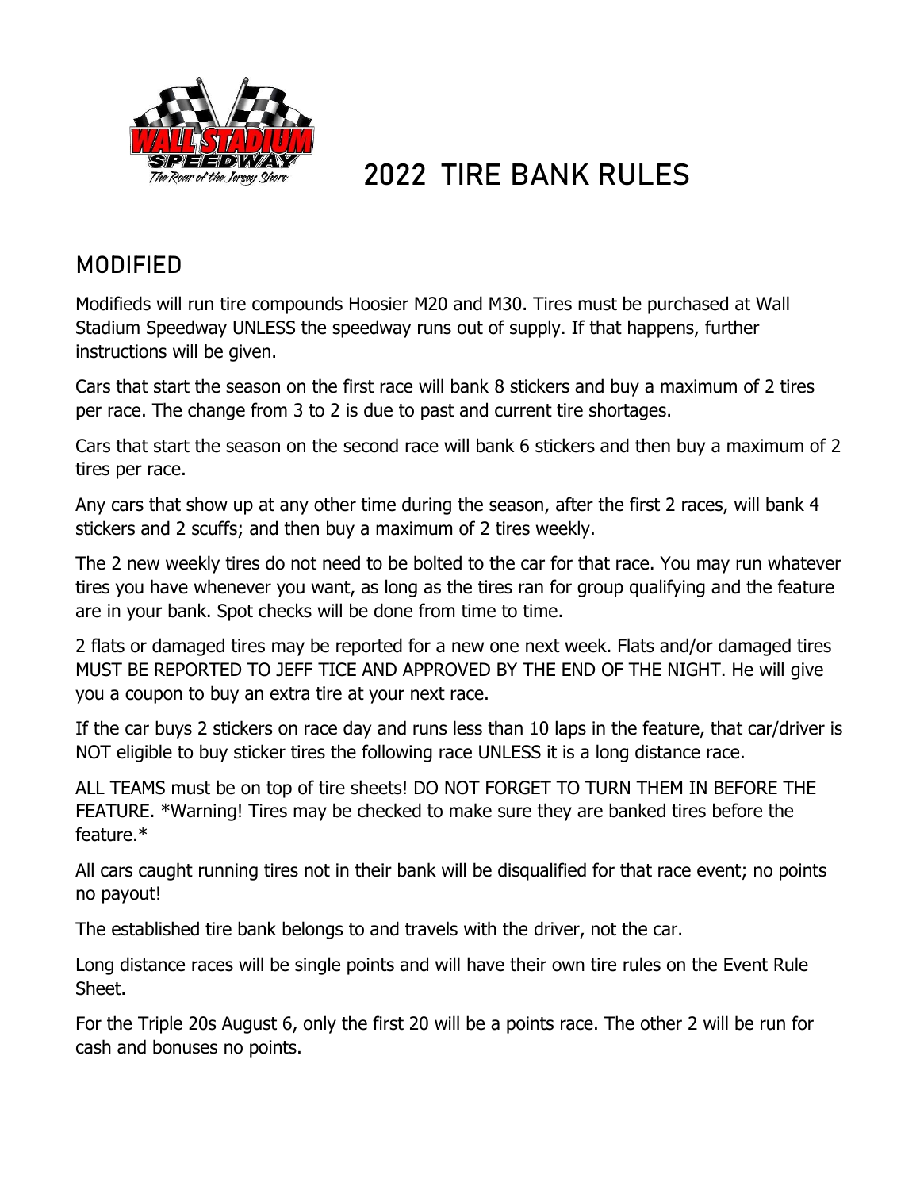# 2022 TIRE BANK RULES

## MODIFIED

Modifieds will run tire compounds Hoosier M20 and M30. Tires must be purchased at Wall Stadium Speedway UNLESS the speedway runs out of supply. If that happens, further instructions will be given.

Cars that start the season on the first race will bank 8 stickers and buy a maximum of 2 tires per race. The change from 3 to 2 is due to past and current tire shortages.

Cars that start the season on the second race will bank 6 stickers and then buy a maximum of 2 tires per race.

Any cars that show up at any other time during the season, after the first 2 races, will bank 4 stickers and 2 scuffs; and then buy a maximum of 2 tires weekly.

The 2 new weekly tires do not need to be bolted to the car for that race. You may run whatever tires you have whenever you want, as long as the tires ran for group qualifying and the feature are in your bank. Spot checks will be done from time to time.

2 flats or damaged tires may be reported for a new one next week. Flats and/or damaged tires MUST BE REPORTED TO JEFF TICE AND APPROVED BY THE END OF THE NIGHT. He will give you a coupon to buy an extra tire at your next race.

If the car buys 2 stickers on race day and runs less than 10 laps in the feature, that car/driver is NOT eligible to buy sticker tires the following race UNLESS it is a long distance race.

ALL TEAMS must be on top of tire sheets! DO NOT FORGET TO TURN THEM IN BEFORE THE FEATURE. *Warning! Tires may be checked to make sure they are banked tires before the feature.*

All cars caught running tires not in their bank will be disqualified for that race event; no points no payout!

The established tire bank belongs to and travels with the driver, not the car.

Long distance races will be single points and will have their own tire rules on the Event Rule Sheet.

For the Triple 20s August 6, only the first 20 will be a points race. The other 2 will be run for cash and bonuses no points.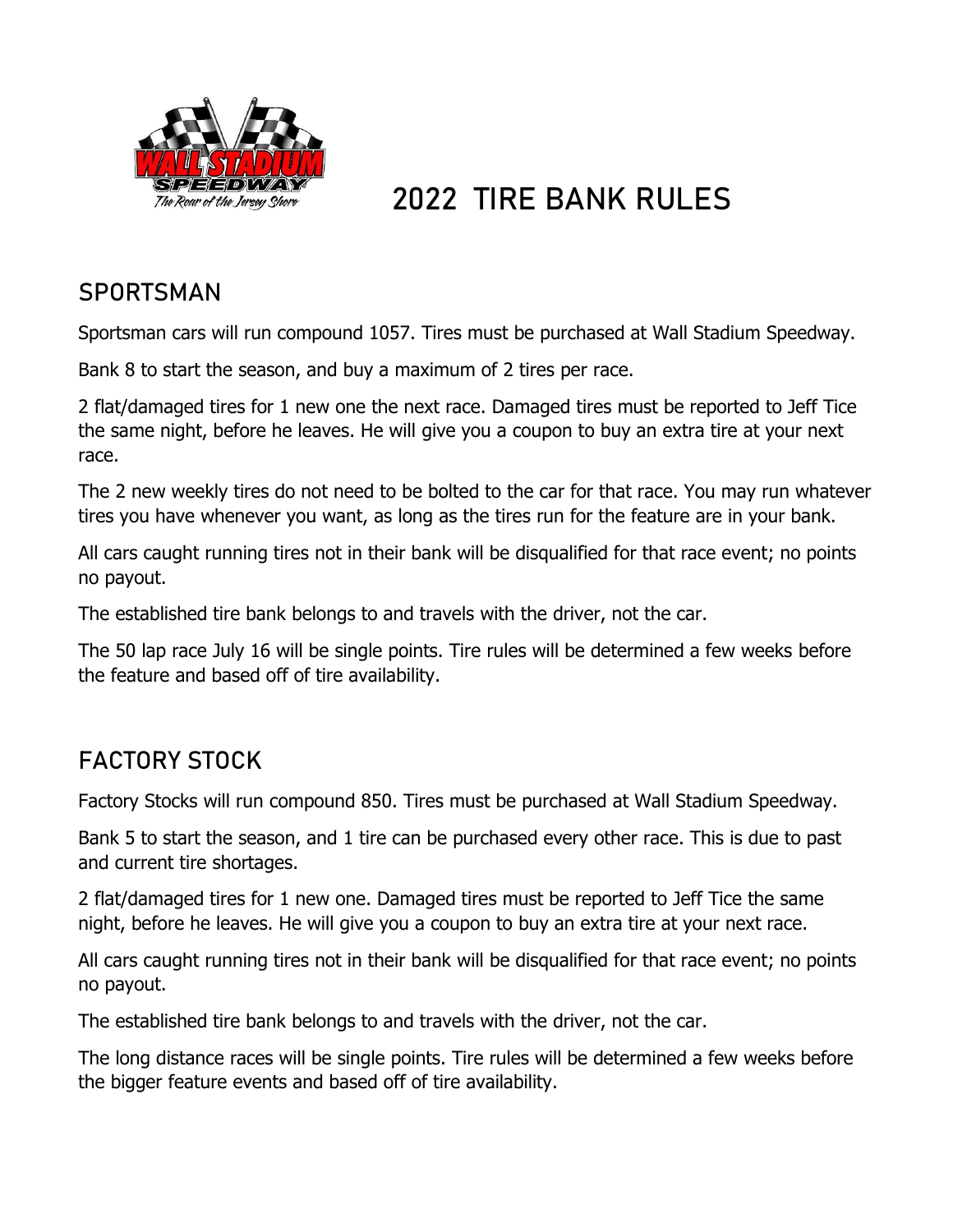# 2022 TIRE BANK RULES

## SPORTSMAN

Sportsman cars will run compound 1057. Tires must be purchased at Wall Stadium Speedway.

Bank 8 to start the season, and buy a maximum of 2 tires per race.

2 flat/damaged tires for 1 new one the next race. Damaged tires must be reported to Jeff Tice the same night, before he leaves. He will give you a coupon to buy an extra tire at your next race.

The 2 new weekly tires do not need to be bolted to the car for that race. You may run whatever tires you have whenever you want, as long as the tires run for the feature are in your bank.

All cars caught running tires not in their bank will be disqualified for that race event; no points no payout.

The established tire bank belongs to and travels with the driver, not the car.

The 50 lap race July 16 will be single points. Tire rules will be determined a few weeks before the feature and based off of tire availability.

## FACTORY STOCK

Factory Stocks will run compound 850. Tires must be purchased at Wall Stadium Speedway.

Bank 5 to start the season, and 1 tire can be purchased every other race. This is due to past and current tire shortages.

2 flat/damaged tires for 1 new one. Damaged tires must be reported to Jeff Tice the same night, before he leaves. He will give you a coupon to buy an extra tire at your next race.

All cars caught running tires not in their bank will be disqualified for that race event; no points no payout.

The established tire bank belongs to and travels with the driver, not the car.

The long distance races will be single points. Tire rules will be determined a few weeks before the bigger feature events and based off of tire availability.